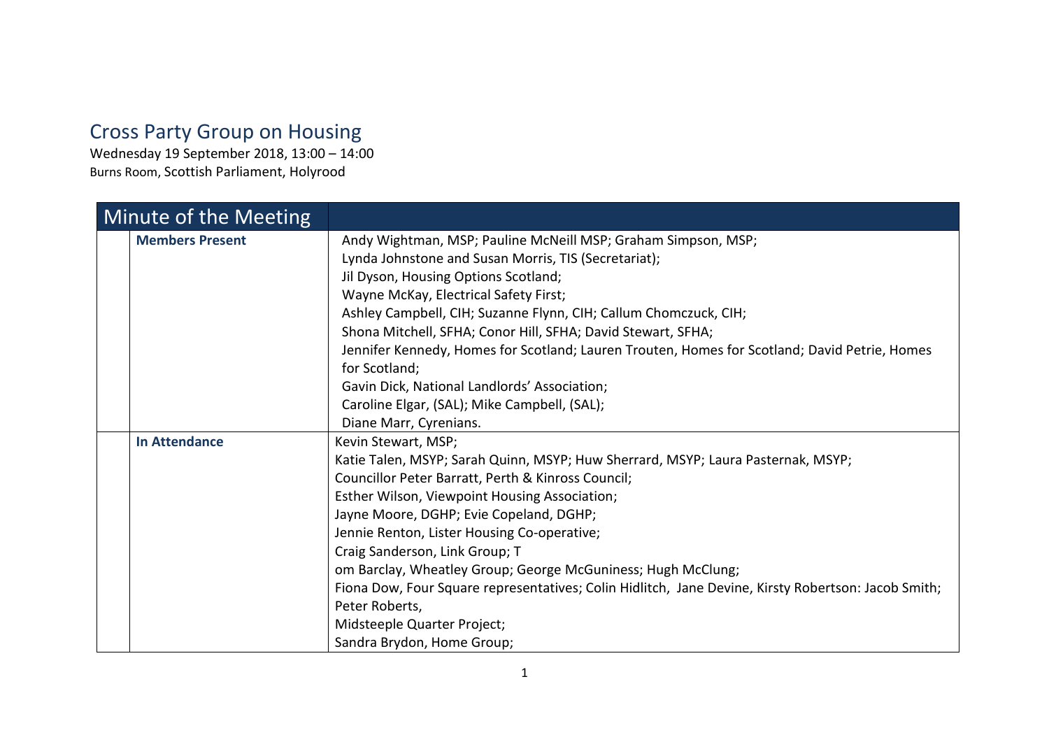# Cross Party Group on Housing

Wednesday 19 September 2018, 13:00 – 14:00

Burns Room, Scottish Parliament, Holyrood

| Minute of the Meeting | |
|---|---|
| **Members Present** | Andy Wightman, MSP; Pauline McNeill MSP; Graham Simpson, MSP;<br>Lynda Johnstone and Susan Morris, TIS (Secretariat);<br>Jil Dyson, Housing Options Scotland;<br>Wayne McKay, Electrical Safety First;<br>Ashley Campbell, CIH; Suzanne Flynn, CIH; Callum Chomczuck, CIH;<br>Shona Mitchell, SFHA; Conor Hill, SFHA; David Stewart, SFHA;<br>Jennifer Kennedy, Homes for Scotland; Lauren Trouten, Homes for Scotland; David Petrie, Homes for Scotland;<br>Gavin Dick, National Landlords' Association;<br>Caroline Elgar, (SAL); Mike Campbell, (SAL);<br>Diane Marr, Cyrenians. |
| **In Attendance** | Kevin Stewart, MSP;<br>Katie Talen, MSYP; Sarah Quinn, MSYP; Huw Sherrard, MSYP; Laura Pasternak, MSYP;<br>Councillor Peter Barratt, Perth & Kinross Council;<br>Esther Wilson, Viewpoint Housing Association;<br>Jayne Moore, DGHP; Evie Copeland, DGHP;<br>Jennie Renton, Lister Housing Co-operative;<br>Craig Sanderson, Link Group; T<br>om Barclay, Wheatley Group; George McGuniness; Hugh McClung;<br>Fiona Dow, Four Square representatives; Colin Hidlitch, Jane Devine, Kirsty Robertson: Jacob Smith; Peter Roberts,<br>Midsteeple Quarter Project;<br>Sandra Brydon, Home Group; |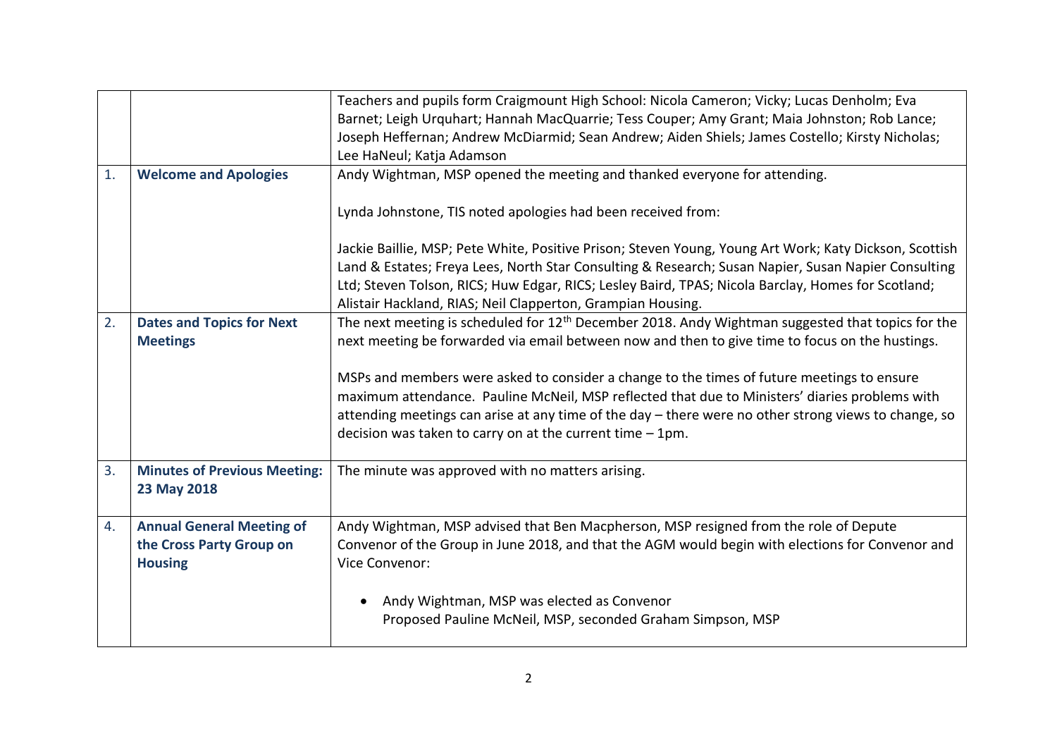| | | |
|---|---|---|
| | | Teachers and pupils form Craigmount High School: Nicola Cameron; Vicky; Lucas Denholm; Eva Barnet; Leigh Urquhart; Hannah MacQuarrie; Tess Couper; Amy Grant; Maia Johnston; Rob Lance; Joseph Heffernan; Andrew McDiarmid; Sean Andrew; Aiden Shiels; James Costello; Kirsty Nicholas; Lee HaNeul; Katja Adamson |
| 1. | **Welcome and Apologies** | Andy Wightman, MSP opened the meeting and thanked everyone for attending.<br><br>Lynda Johnstone, TIS noted apologies had been received from:<br><br>Jackie Baillie, MSP; Pete White, Positive Prison; Steven Young, Young Art Work; Katy Dickson, Scottish Land & Estates; Freya Lees, North Star Consulting & Research; Susan Napier, Susan Napier Consulting Ltd; Steven Tolson, RICS; Huw Edgar, RICS; Lesley Baird, TPAS; Nicola Barclay, Homes for Scotland; Alistair Hackland, RIAS; Neil Clapperton, Grampian Housing. |
| 2. | **Dates and Topics for Next Meetings** | The next meeting is scheduled for 12th December 2018. Andy Wightman suggested that topics for the next meeting be forwarded via email between now and then to give time to focus on the hustings.<br><br>MSPs and members were asked to consider a change to the times of future meetings to ensure maximum attendance. Pauline McNeil, MSP reflected that due to Ministers' diaries problems with attending meetings can arise at any time of the day – there were no other strong views to change, so decision was taken to carry on at the current time – 1pm. |
| 3. | **Minutes of Previous Meeting: 23 May 2018** | The minute was approved with no matters arising. |
| 4. | **Annual General Meeting of the Cross Party Group on Housing** | Andy Wightman, MSP advised that Ben Macpherson, MSP resigned from the role of Depute Convenor of the Group in June 2018, and that the AGM would begin with elections for Convenor and Vice Convenor:<br><br>• Andy Wightman, MSP was elected as Convenor<br>Proposed Pauline McNeil, MSP, seconded Graham Simpson, MSP |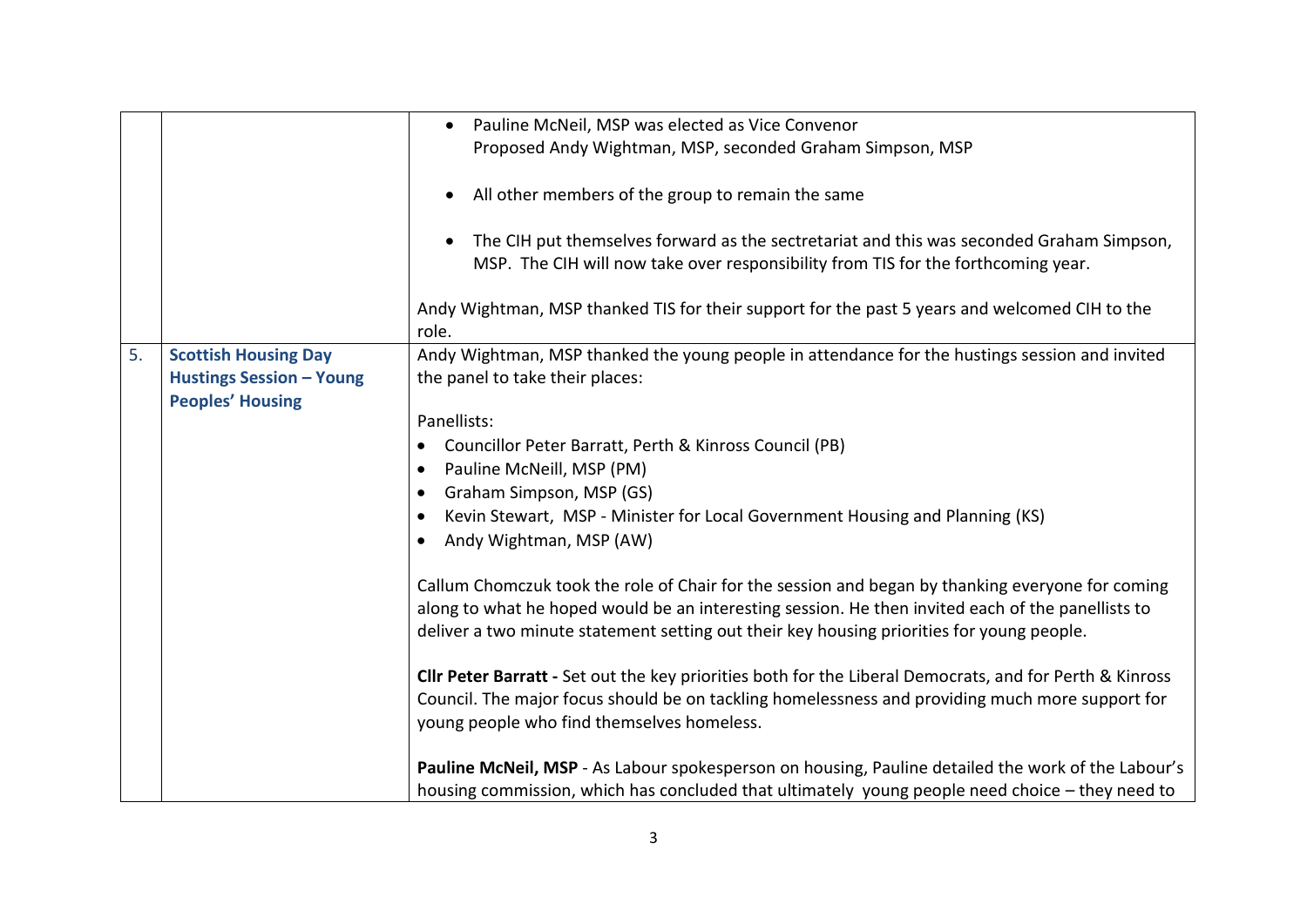| | | |
|---|---|---|
| | | • Pauline McNeil, MSP was elected as Vice Convenor<br>Proposed Andy Wightman, MSP, seconded Graham Simpson, MSP<br><br>• All other members of the group to remain the same<br><br>• The CIH put themselves forward as the sectretariat and this was seconded Graham Simpson, MSP. The CIH will now take over responsibility from TIS for the forthcoming year.<br><br>Andy Wightman, MSP thanked TIS for their support for the past 5 years and welcomed CIH to the role. |
| 5. | **Scottish Housing Day Hustings Session – Young Peoples' Housing** | Andy Wightman, MSP thanked the young people in attendance for the hustings session and invited the panel to take their places:<br><br>Panellists:<br>• Councillor Peter Barratt, Perth & Kinross Council (PB)<br>• Pauline McNeill, MSP (PM)<br>• Graham Simpson, MSP (GS)<br>• Kevin Stewart, MSP - Minister for Local Government Housing and Planning (KS)<br>• Andy Wightman, MSP (AW)<br><br>Callum Chomczuk took the role of Chair for the session and began by thanking everyone for coming along to what he hoped would be an interesting session. He then invited each of the panellists to deliver a two minute statement setting out their key housing priorities for young people.<br><br>**Cllr Peter Barratt -** Set out the key priorities both for the Liberal Democrats, and for Perth & Kinross Council. The major focus should be on tackling homelessness and providing much more support for young people who find themselves homeless.<br><br>**Pauline McNeil, MSP** - As Labour spokesperson on housing, Pauline detailed the work of the Labour's housing commission, which has concluded that ultimately young people need choice – they need to |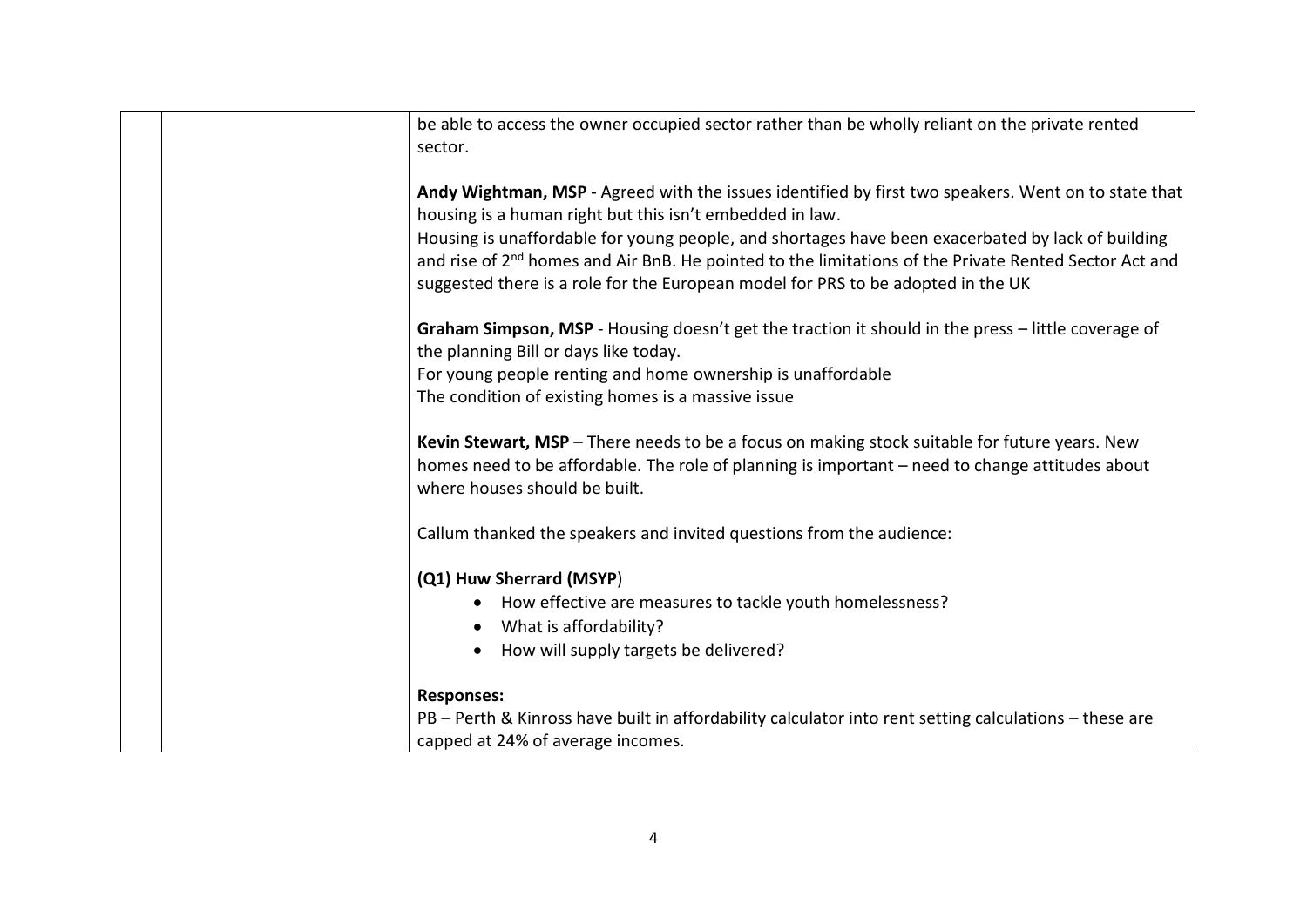be able to access the owner occupied sector rather than be wholly reliant on the private rented sector.

**Andy Wightman, MSP** - Agreed with the issues identified by first two speakers. Went on to state that housing is a human right but this isn't embedded in law.
Housing is unaffordable for young people, and shortages have been exacerbated by lack of building and rise of 2nd homes and Air BnB. He pointed to the limitations of the Private Rented Sector Act and suggested there is a role for the European model for PRS to be adopted in the UK

**Graham Simpson, MSP** - Housing doesn't get the traction it should in the press – little coverage of the planning Bill or days like today.
For young people renting and home ownership is unaffordable
The condition of existing homes is a massive issue

**Kevin Stewart, MSP** – There needs to be a focus on making stock suitable for future years. New homes need to be affordable. The role of planning is important – need to change attitudes about where houses should be built.

Callum thanked the speakers and invited questions from the audience:

**(Q1) Huw Sherrard (MSYP)**

- How effective are measures to tackle youth homelessness?
- What is affordability?
- How will supply targets be delivered?

**Responses:**
PB – Perth & Kinross have built in affordability calculator into rent setting calculations – these are capped at 24% of average incomes.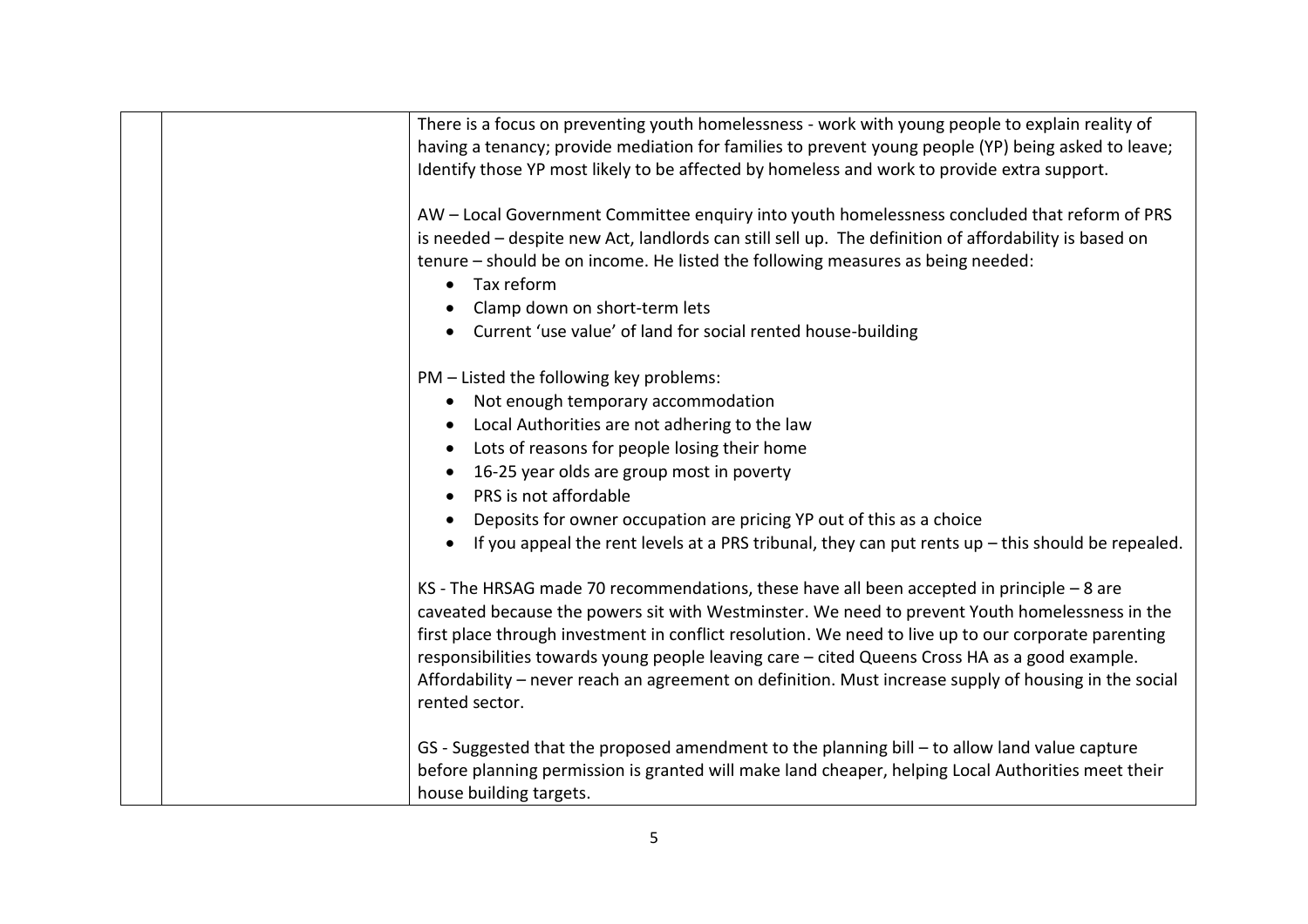| | | |
|---|---|---|
| | | There is a focus on preventing youth homelessness - work with young people to explain reality of having a tenancy; provide mediation for families to prevent young people (YP) being asked to leave; Identify those YP most likely to be affected by homeless and work to provide extra support.<br><br>AW – Local Government Committee enquiry into youth homelessness concluded that reform of PRS is needed – despite new Act, landlords can still sell up. The definition of affordability is based on tenure – should be on income. He listed the following measures as being needed:<br>• Tax reform<br>• Clamp down on short-term lets<br>• Current 'use value' of land for social rented house-building<br><br>PM – Listed the following key problems:<br>• Not enough temporary accommodation<br>• Local Authorities are not adhering to the law<br>• Lots of reasons for people losing their home<br>• 16-25 year olds are group most in poverty<br>• PRS is not affordable<br>• Deposits for owner occupation are pricing YP out of this as a choice<br>• If you appeal the rent levels at a PRS tribunal, they can put rents up – this should be repealed.<br><br>KS - The HRSAG made 70 recommendations, these have all been accepted in principle – 8 are caveated because the powers sit with Westminster. We need to prevent Youth homelessness in the first place through investment in conflict resolution. We need to live up to our corporate parenting responsibilities towards young people leaving care – cited Queens Cross HA as a good example. Affordability – never reach an agreement on definition. Must increase supply of housing in the social rented sector.<br><br>GS - Suggested that the proposed amendment to the planning bill – to allow land value capture before planning permission is granted will make land cheaper, helping Local Authorities meet their house building targets. |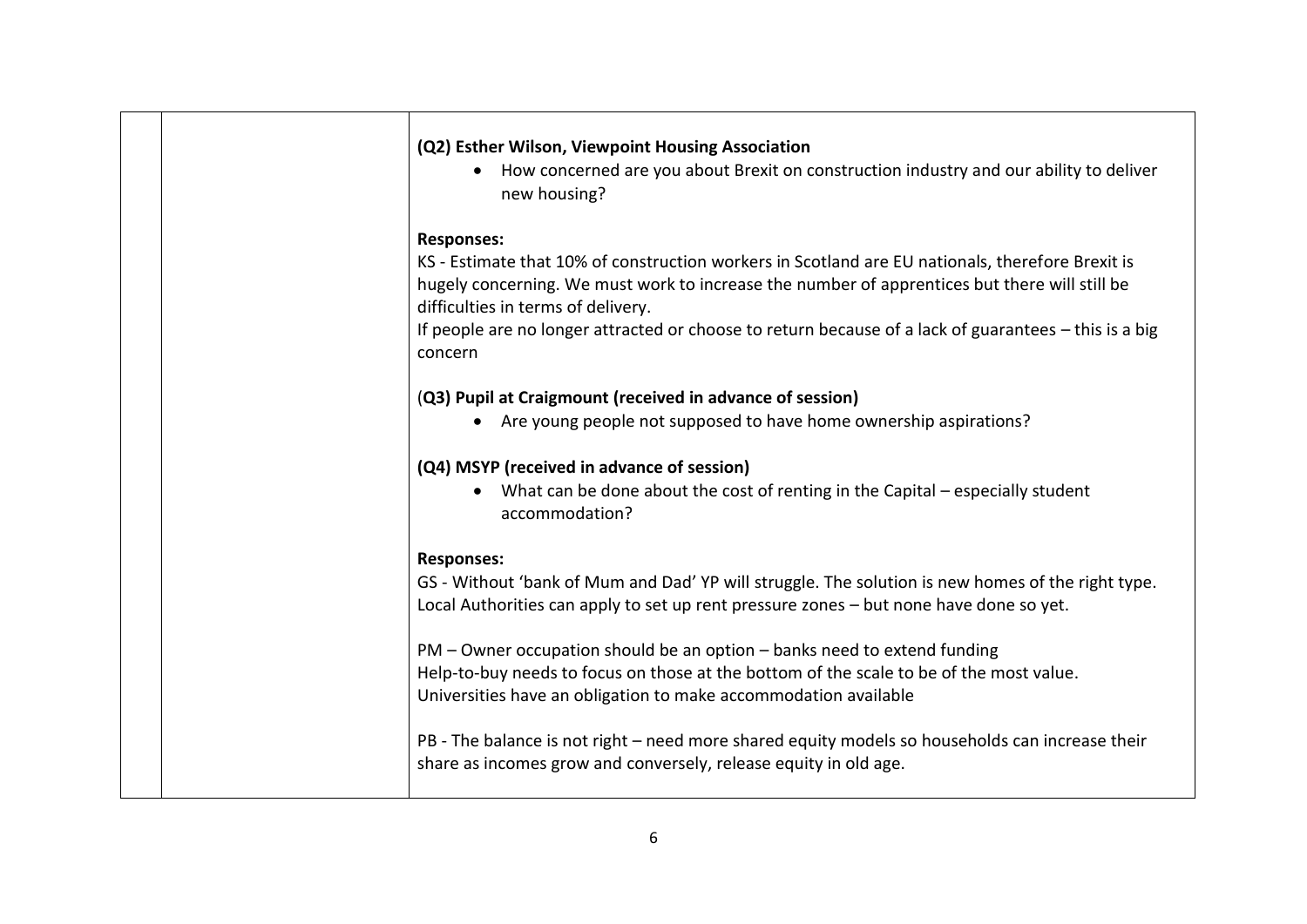**(Q2) Esther Wilson, Viewpoint Housing Association**

- How concerned are you about Brexit on construction industry and our ability to deliver new housing?

**Responses:**

KS - Estimate that 10% of construction workers in Scotland are EU nationals, therefore Brexit is hugely concerning. We must work to increase the number of apprentices but there will still be difficulties in terms of delivery.

If people are no longer attracted or choose to return because of a lack of guarantees – this is a big concern

(**Q3) Pupil at Craigmount (received in advance of session)**

- Are young people not supposed to have home ownership aspirations?

**(Q4) MSYP (received in advance of session)**

- What can be done about the cost of renting in the Capital – especially student accommodation?

**Responses:**

GS - Without 'bank of Mum and Dad' YP will struggle. The solution is new homes of the right type. Local Authorities can apply to set up rent pressure zones – but none have done so yet.

PM – Owner occupation should be an option – banks need to extend funding

Help-to-buy needs to focus on those at the bottom of the scale to be of the most value.

Universities have an obligation to make accommodation available

PB - The balance is not right – need more shared equity models so households can increase their share as incomes grow and conversely, release equity in old age.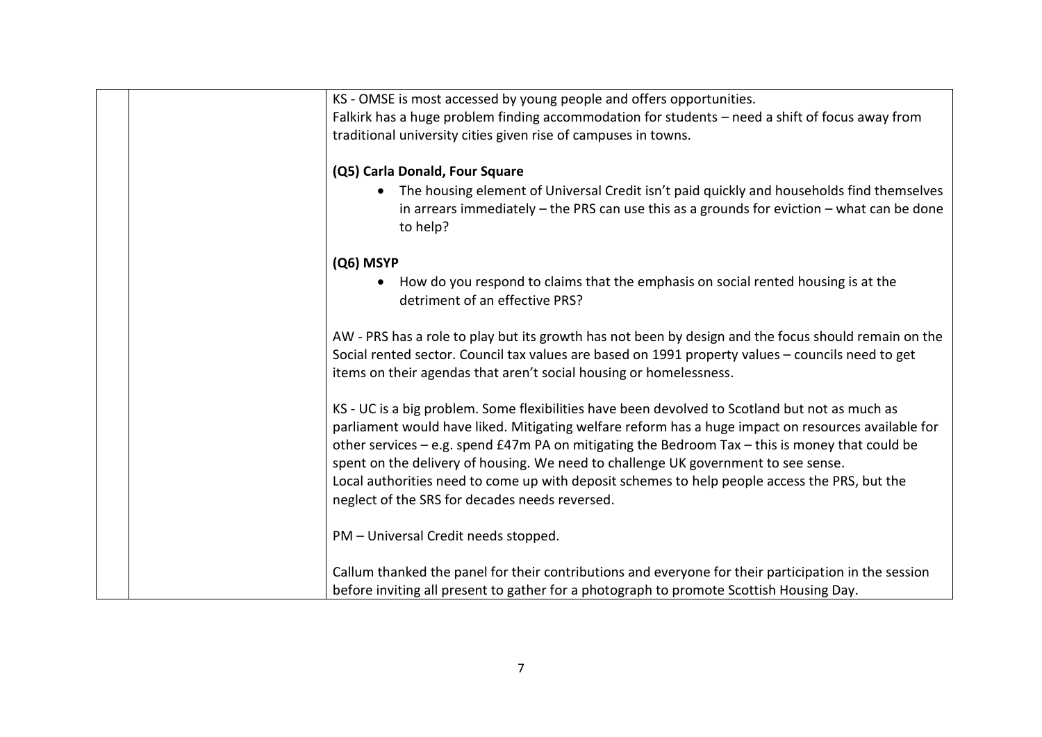KS - OMSE is most accessed by young people and offers opportunities.
Falkirk has a huge problem finding accommodation for students – need a shift of focus away from traditional university cities given rise of campuses in towns.

**(Q5) Carla Donald, Four Square**

- The housing element of Universal Credit isn't paid quickly and households find themselves in arrears immediately – the PRS can use this as a grounds for eviction – what can be done to help?

**(Q6) MSYP**

- How do you respond to claims that the emphasis on social rented housing is at the detriment of an effective PRS?

AW - PRS has a role to play but its growth has not been by design and the focus should remain on the Social rented sector. Council tax values are based on 1991 property values – councils need to get items on their agendas that aren't social housing or homelessness.

KS - UC is a big problem. Some flexibilities have been devolved to Scotland but not as much as parliament would have liked. Mitigating welfare reform has a huge impact on resources available for other services – e.g. spend £47m PA on mitigating the Bedroom Tax – this is money that could be spent on the delivery of housing. We need to challenge UK government to see sense.
Local authorities need to come up with deposit schemes to help people access the PRS, but the neglect of the SRS for decades needs reversed.

PM – Universal Credit needs stopped.

Callum thanked the panel for their contributions and everyone for their participation in the session before inviting all present to gather for a photograph to promote Scottish Housing Day.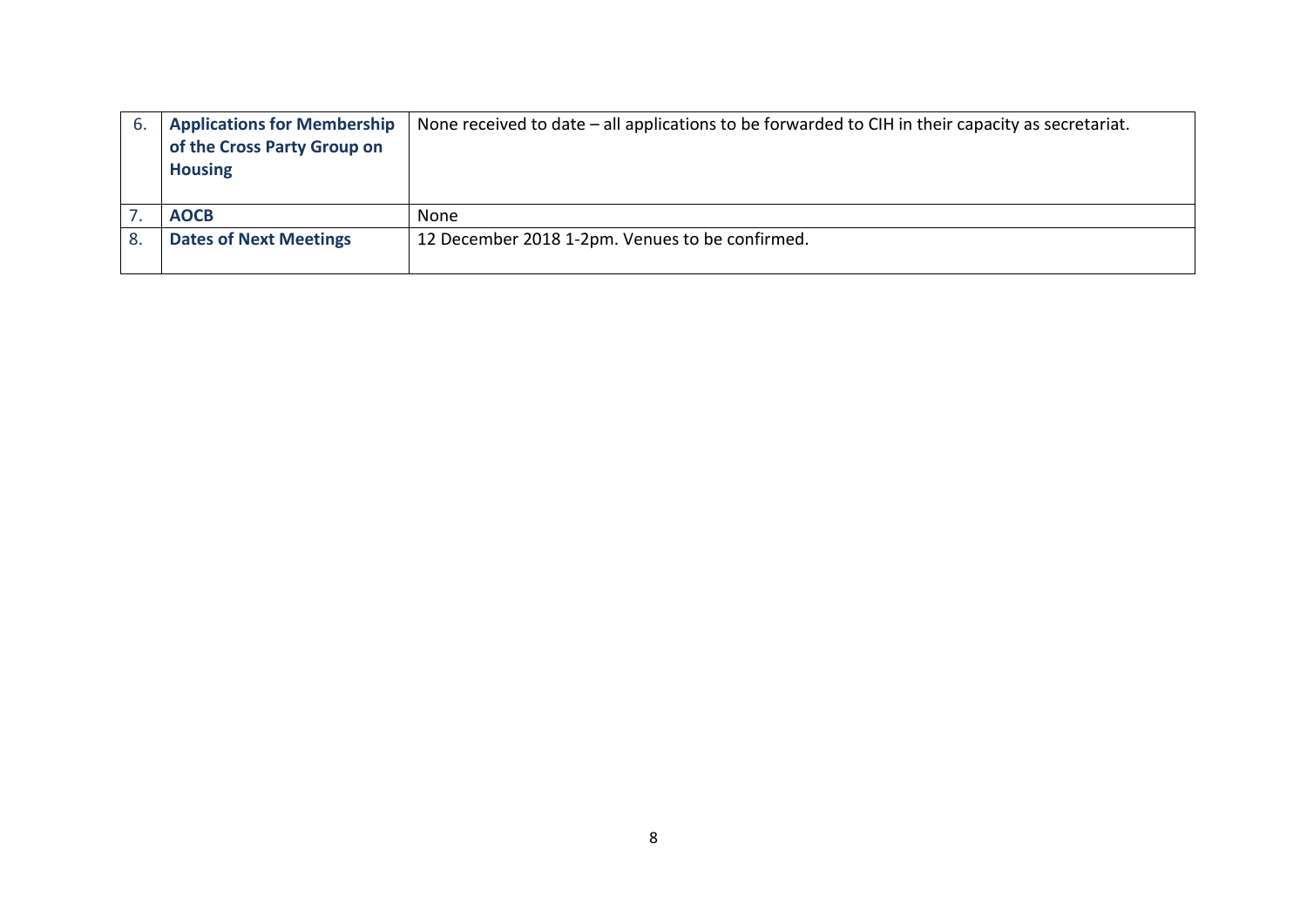| | | |
|---|---|---|
| 6. | **Applications for Membership of the Cross Party Group on Housing** | None received to date – all applications to be forwarded to CIH in their capacity as secretariat. |
| 7. | **AOCB** | None |
| 8. | **Dates of Next Meetings** | 12 December 2018 1-2pm. Venues to be confirmed. |